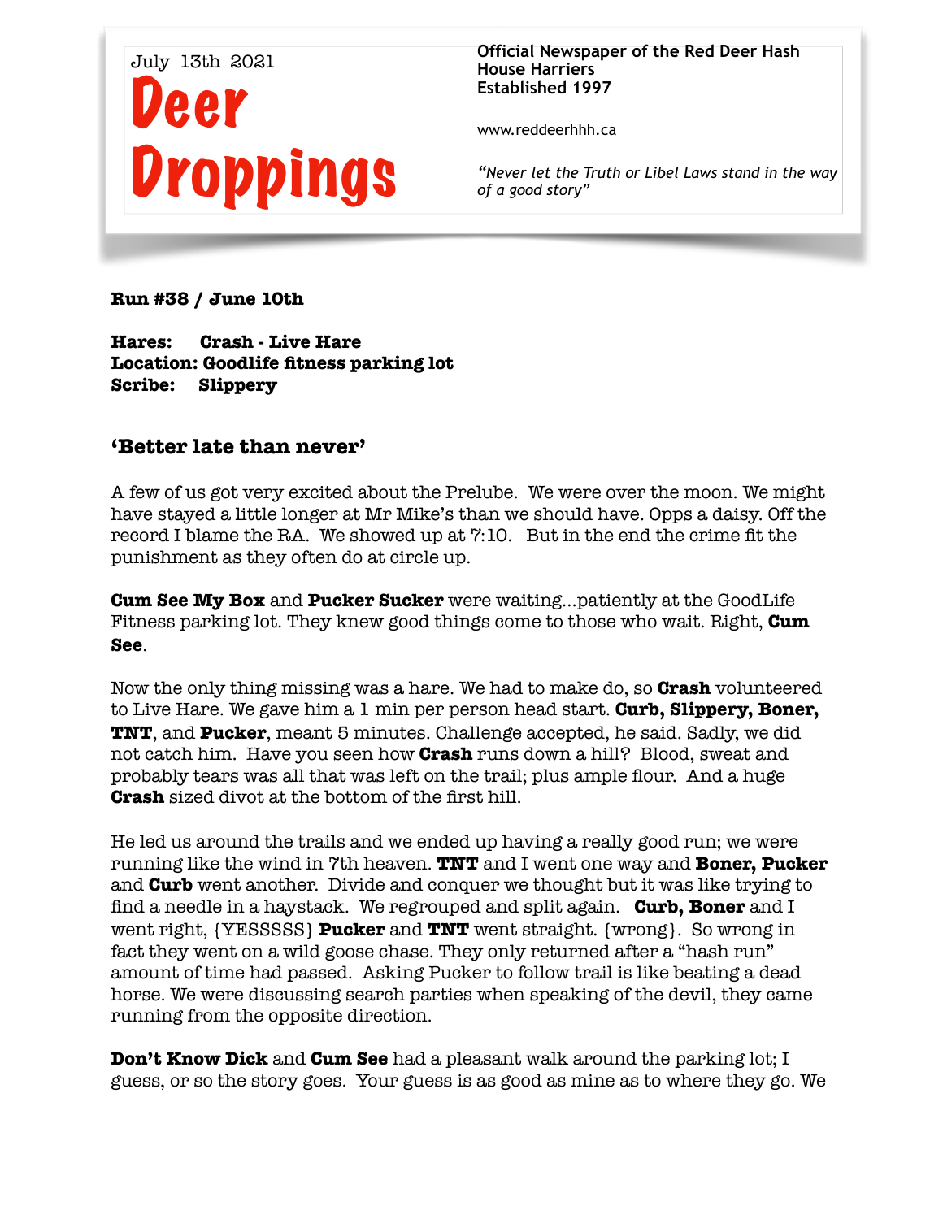July 13th 2021

# Deer Droppings

**Official Newspaper of the Red Deer Hash House Harriers**
**Established 1997**

www.reddeerhhh.ca

*"Never let the Truth or Libel Laws stand in the way of a good story"*

**Run #38 / June 10th**

**Hares: Crash - Live Hare**
**Location: Goodlife fitness parking lot**
**Scribe: Slippery**

## 'Better late than never'

A few of us got very excited about the Prelube. We were over the moon. We might have stayed a little longer at Mr Mike's than we should have. Opps a daisy. Off the record I blame the RA. We showed up at 7:10. But in the end the crime fit the punishment as they often do at circle up.

**Cum See My Box** and **Pucker Sucker** were waiting...patiently at the GoodLife Fitness parking lot. They knew good things come to those who wait. Right, **Cum See**.

Now the only thing missing was a hare. We had to make do, so **Crash** volunteered to Live Hare. We gave him a 1 min per person head start. **Curb, Slippery, Boner, TNT**, and **Pucker**, meant 5 minutes. Challenge accepted, he said. Sadly, we did not catch him. Have you seen how **Crash** runs down a hill? Blood, sweat and probably tears was all that was left on the trail; plus ample flour. And a huge **Crash** sized divot at the bottom of the first hill.

He led us around the trails and we ended up having a really good run; we were running like the wind in 7th heaven. **TNT** and I went one way and **Boner, Pucker** and **Curb** went another. Divide and conquer we thought but it was like trying to find a needle in a haystack. We regrouped and split again. **Curb, Boner** and I went right, {YESSSSS} **Pucker** and **TNT** went straight. {wrong}. So wrong in fact they went on a wild goose chase. They only returned after a "hash run" amount of time had passed. Asking Pucker to follow trail is like beating a dead horse. We were discussing search parties when speaking of the devil, they came running from the opposite direction.

**Don't Know Dick** and **Cum See** had a pleasant walk around the parking lot; I guess, or so the story goes. Your guess is as good as mine as to where they go. We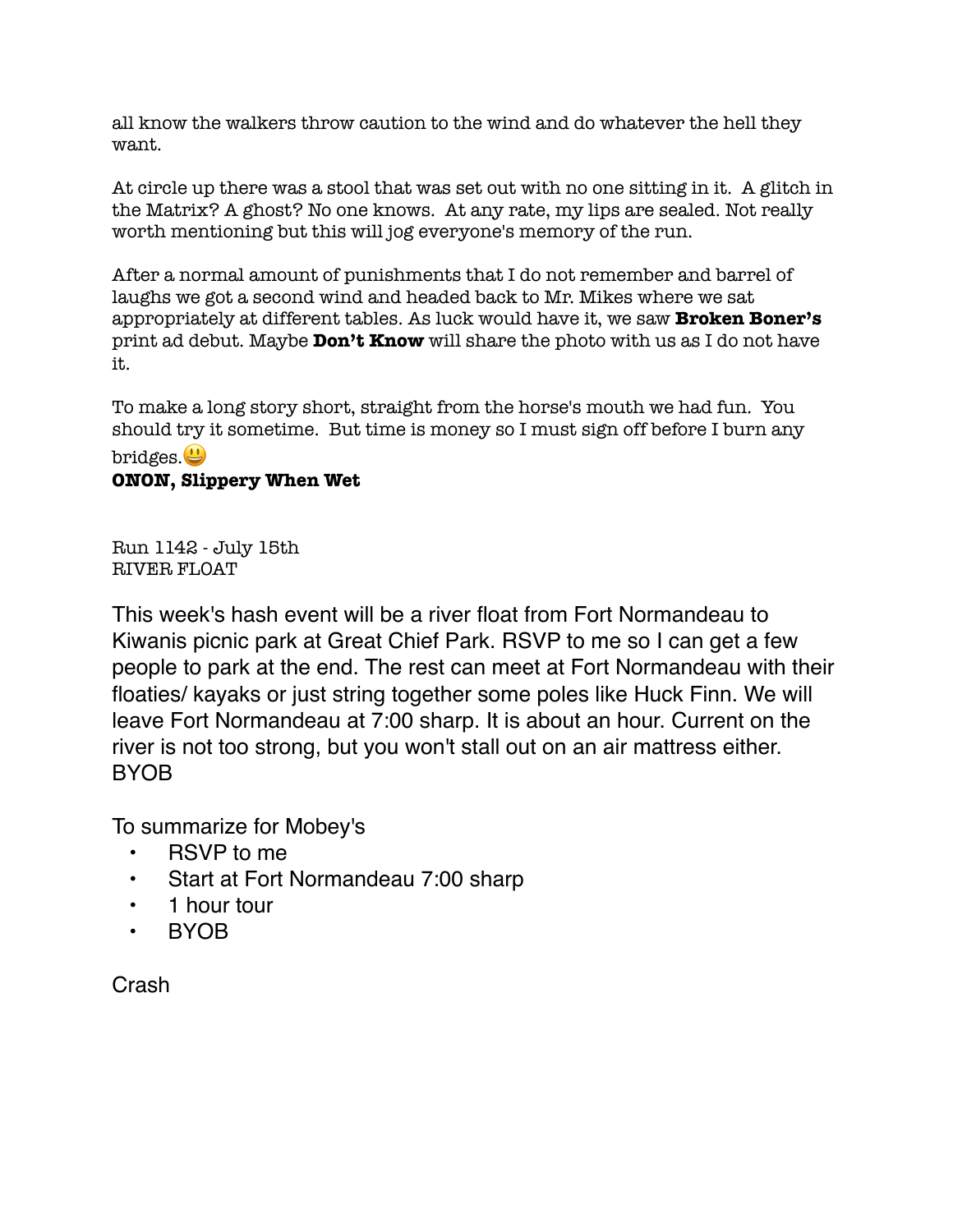all know the walkers throw caution to the wind and do whatever the hell they want.

At circle up there was a stool that was set out with no one sitting in it.  A glitch in the Matrix? A ghost? No one knows.  At any rate, my lips are sealed. Not really worth mentioning but this will jog everyone's memory of the run.

After a normal amount of punishments that I do not remember and barrel of laughs we got a second wind and headed back to Mr. Mikes where we sat appropriately at different tables. As luck would have it, we saw **Broken Boner's** print ad debut. Maybe **Don't Know** will share the photo with us as I do not have it.

To make a long story short, straight from the horse's mouth we had fun.  You should try it sometime.  But time is money so I must sign off before I burn any bridges.😃
**ONON, Slippery When Wet**

Run 1142 - July 15th
RIVER FLOAT

This week's hash event will be a river float from Fort Normandeau to Kiwanis picnic park at Great Chief Park. RSVP to me so I can get a few people to park at the end. The rest can meet at Fort Normandeau with their floaties/ kayaks or just string together some poles like Huck Finn. We will leave Fort Normandeau at 7:00 sharp. It is about an hour. Current on the river is not too strong, but you won't stall out on an air mattress either. BYOB

To summarize for Mobey's

- RSVP to me
- Start at Fort Normandeau 7:00 sharp
- 1 hour tour
- BYOB

Crash